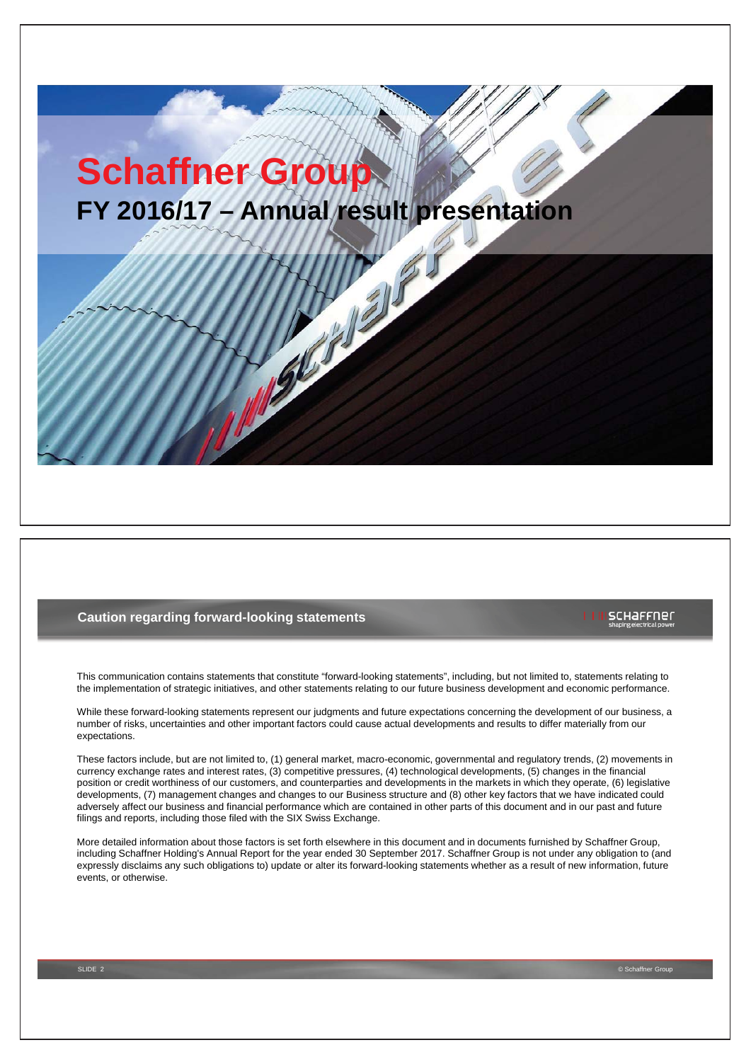# Schaffner Group

## FY 2016/17 – Annual result presentation

## Caution regarding forward-looking statements

This communication contains statements that constitute "forward-looking statements", including, but not limited to, statements relating to the implementation of strategic initiatives, and other statements relating to our future business development and economic performance.

While these forward-looking statements represent our judgments and future expectations concerning the development of our business, a number of risks, uncertainties and other important factors could cause actual developments and results to differ materially from our expectations.

These factors include, but are not limited to, (1) general market, macro-economic, governmental and regulatory trends, (2) movements in currency exchange rates and interest rates, (3) competitive pressures, (4) technological developments, (5) changes in the financial position or credit worthiness of our customers, and counterparties and developments in the markets in which they operate, (6) legislative developments, (7) management changes and changes to our Business structure and (8) other key factors that we have indicated could adversely affect our business and financial performance which are contained in other parts of this document and in our past and future filings and reports, including those filed with the SIX Swiss Exchange.

More detailed information about those factors is set forth elsewhere in this document and in documents furnished by Schaffner Group, including Schaffner Holding's Annual Report for the year ended 30 September 2017. Schaffner Group is not under any obligation to (and expressly disclaims any such obligations to) update or alter its forward-looking statements whether as a result of new information, future events, or otherwise.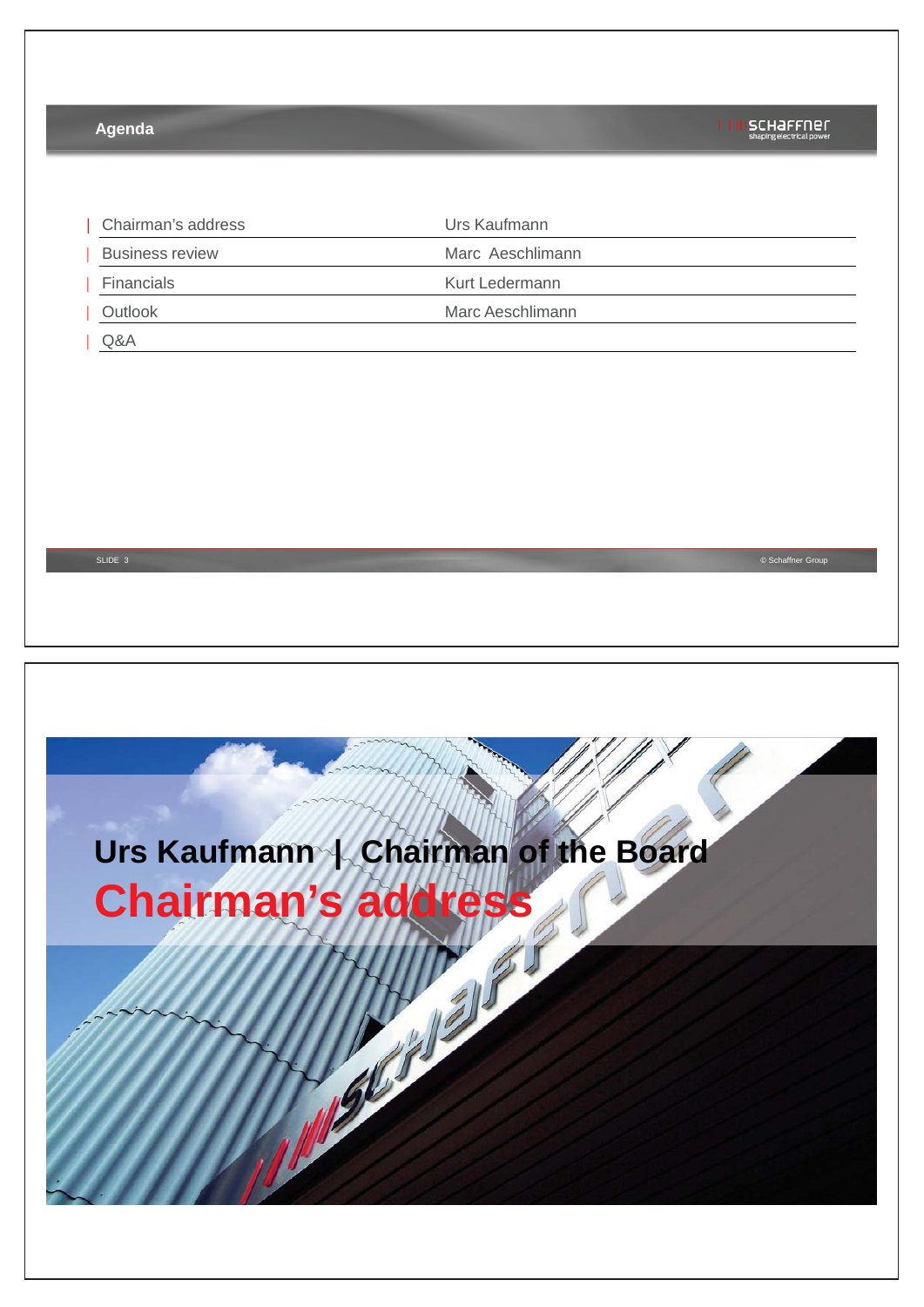## Agenda

| Chairman's address | Urs Kaufmann |
|---|---|
| Business review | Marc Aeschlimann |
| Financials | Kurt Ledermann |
| Outlook | Marc Aeschlimann |
| Q&A | |

# Urs Kaufmann | Chairman of the Board

# Chairman's address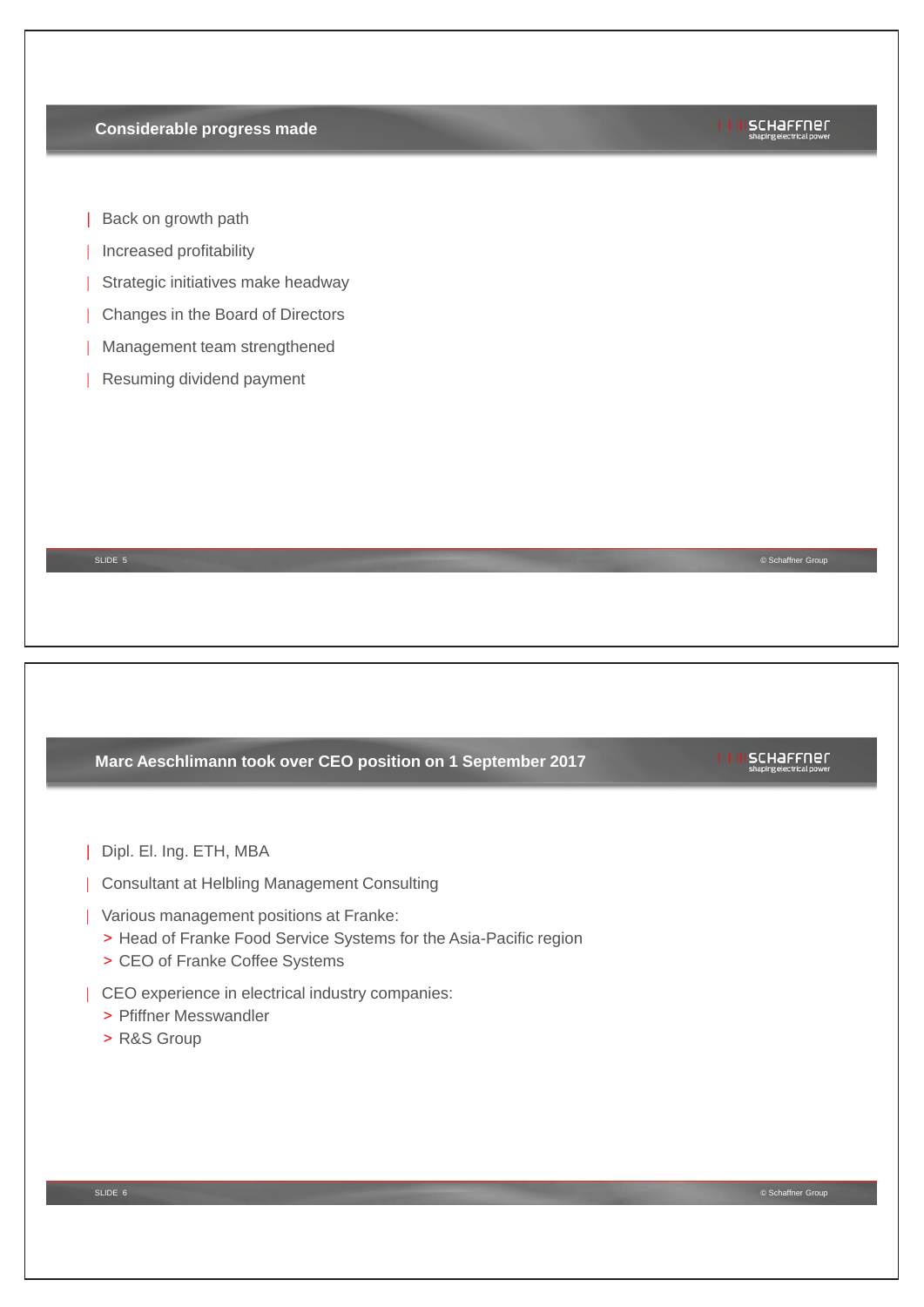## Considerable progress made

- Back on growth path
- Increased profitability
- Strategic initiatives make headway
- Changes in the Board of Directors
- Management team strengthened
- Resuming dividend payment

## Marc Aeschlimann took over CEO position on 1 September 2017

- Dipl. El. Ing. ETH, MBA
- Consultant at Helbling Management Consulting
- Various management positions at Franke:
  - Head of Franke Food Service Systems for the Asia-Pacific region
  - CEO of Franke Coffee Systems
- CEO experience in electrical industry companies:
  - Pfiffner Messwandler
  - R&S Group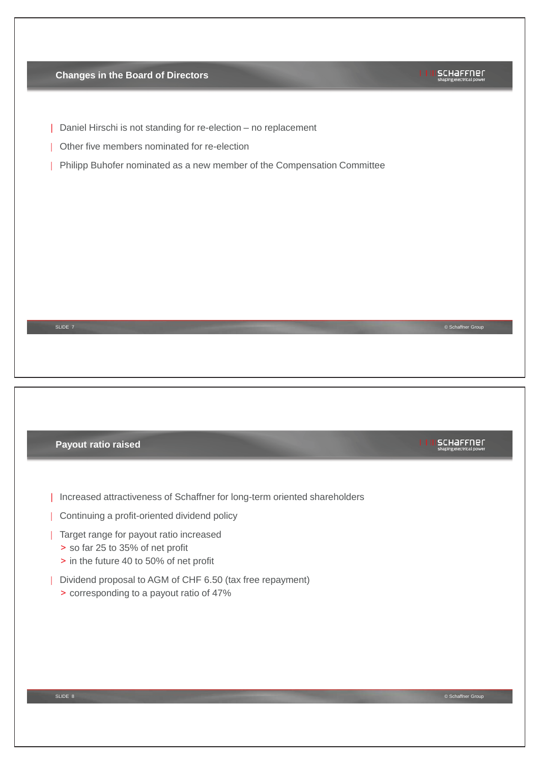## Changes in the Board of Directors

- Daniel Hirschi is not standing for re-election – no replacement
- Other five members nominated for re-election
- Philipp Buhofer nominated as a new member of the Compensation Committee

## Payout ratio raised

- Increased attractiveness of Schaffner for long-term oriented shareholders
- Continuing a profit-oriented dividend policy
- Target range for payout ratio increased
  - so far 25 to 35% of net profit
  - in the future 40 to 50% of net profit
- Dividend proposal to AGM of CHF 6.50 (tax free repayment)
  - corresponding to a payout ratio of 47%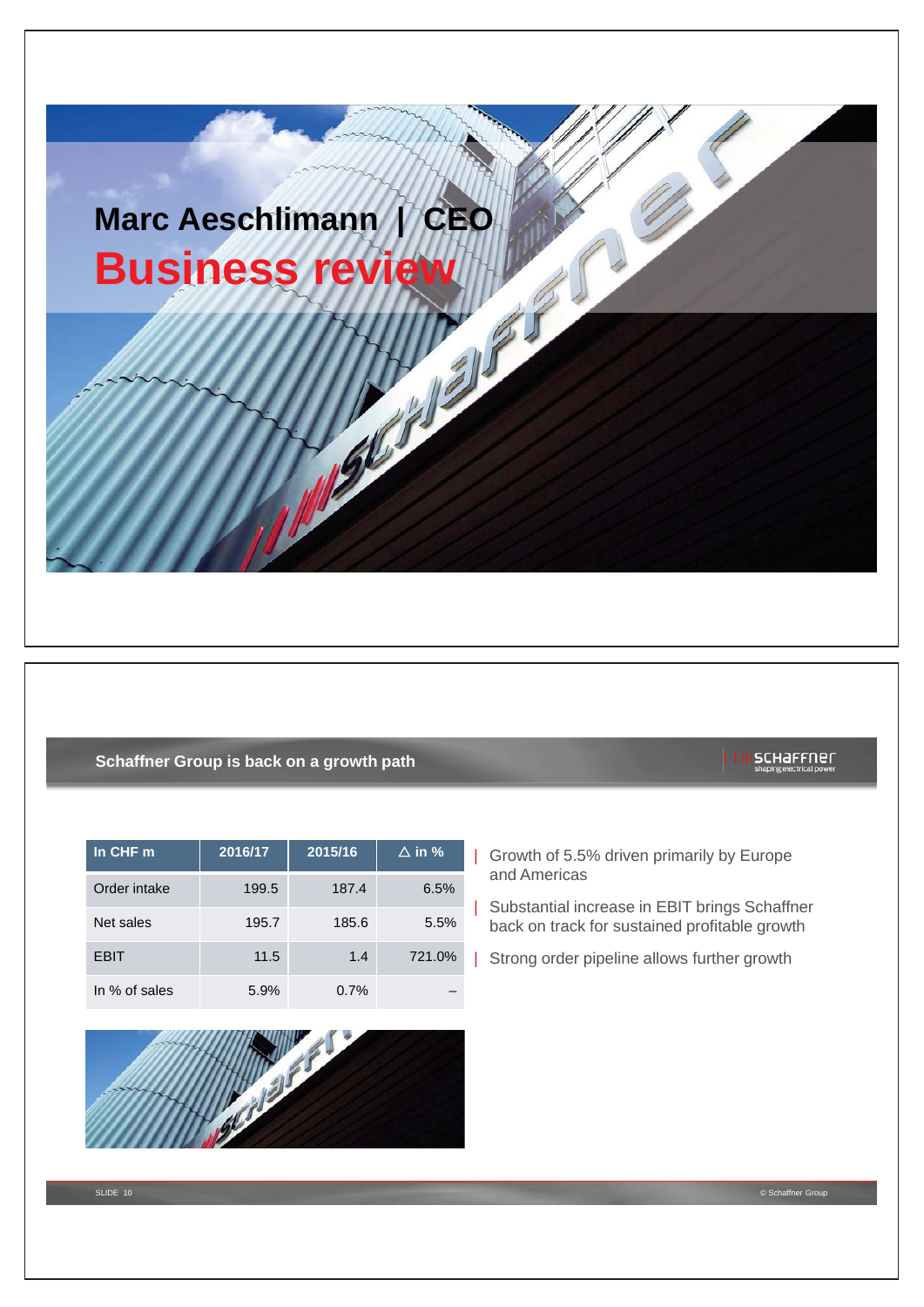# Marc Aeschlimann | CEO

# Business review

## Schaffner Group is back on a growth path

| In CHF m | 2016/17 | 2015/16 | △ in % |
| --- | --- | --- | --- |
| Order intake | 199.5 | 187.4 | 6.5% |
| Net sales | 195.7 | 185.6 | 5.5% |
| EBIT | 11.5 | 1.4 | 721.0% |
| In % of sales | 5.9% | 0.7% | – |

- Growth of 5.5% driven primarily by Europe and Americas
- Substantial increase in EBIT brings Schaffner back on track for sustained profitable growth
- Strong order pipeline allows further growth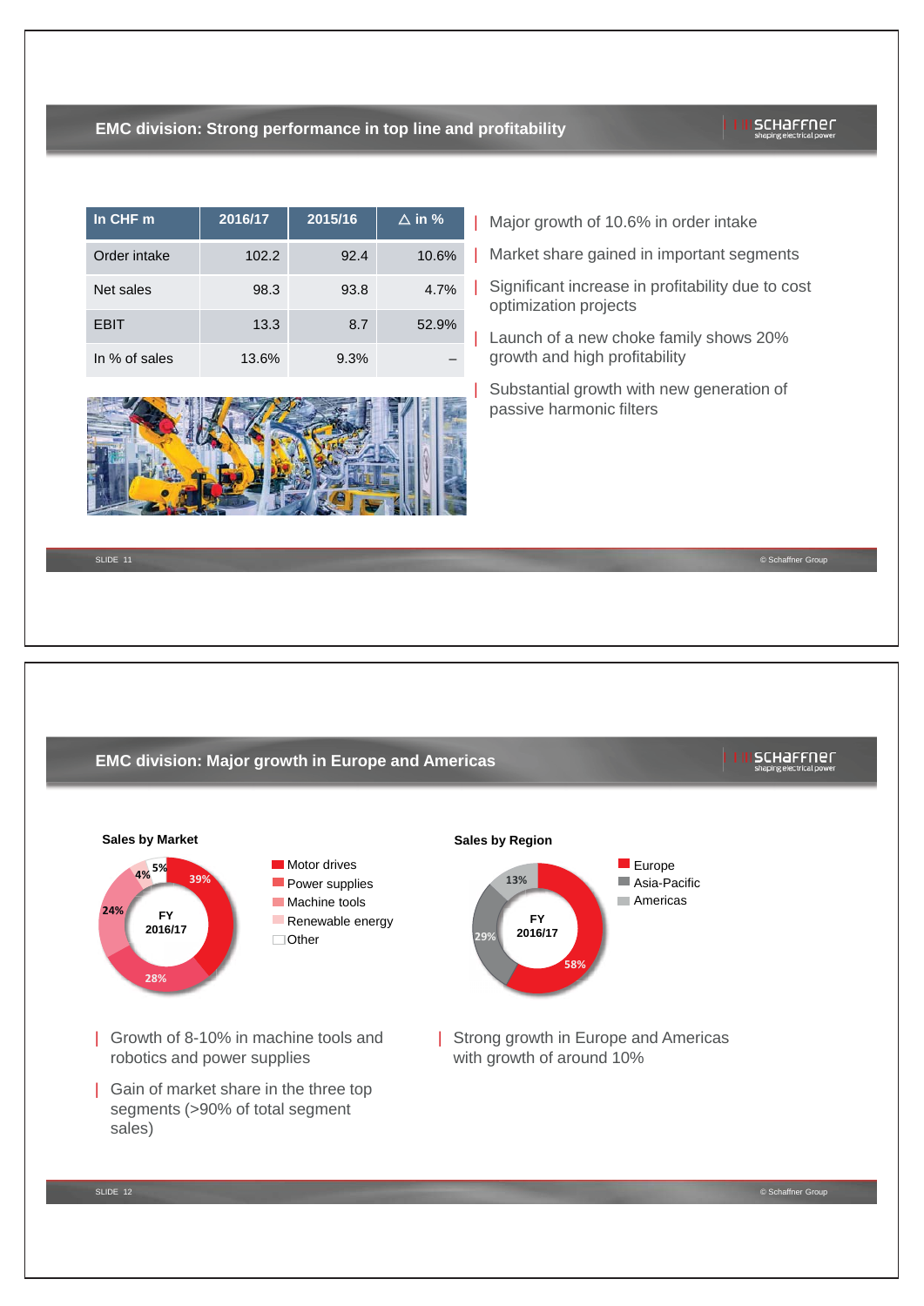## EMC division: Strong performance in top line and profitability

| In CHF m | 2016/17 | 2015/16 | Δ in % |
|---|---|---|---|
| Order intake | 102.2 | 92.4 | 10.6% |
| Net sales | 98.3 | 93.8 | 4.7% |
| EBIT | 13.3 | 8.7 | 52.9% |
| In % of sales | 13.6% | 9.3% | – |

- Major growth of 10.6% in order intake
- Market share gained in important segments
- Significant increase in profitability due to cost optimization projects
- Launch of a new choke family shows 20% growth and high profitability
- Substantial growth with new generation of passive harmonic filters

## EMC division: Major growth in Europe and Americas

**Sales by Market** (FY 2016/17)

- Motor drives: 39%
- Power supplies: 28%
- Machine tools: 24%
- Renewable energy: 4%
- Other: 5%

**Sales by Region** (FY 2016/17)

- Europe: 58%
- Asia-Pacific: 29%
- Americas: 13%

- Growth of 8-10% in machine tools and robotics and power supplies
- Gain of market share in the three top segments (>90% of total segment sales)
- Strong growth in Europe and Americas with growth of around 10%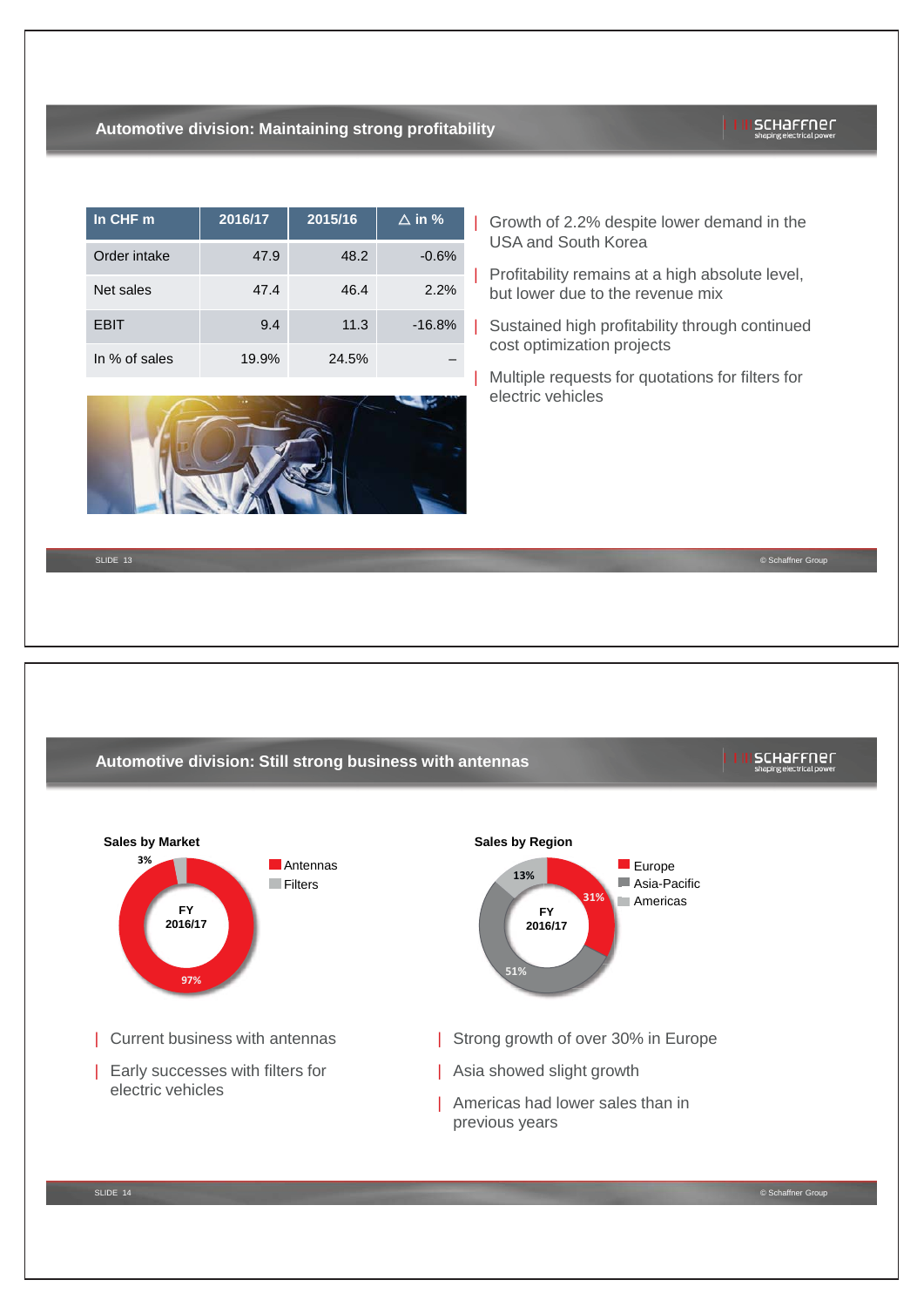## Automotive division: Maintaining strong profitability

| In CHF m | 2016/17 | 2015/16 | △ in % |
|---|---|---|---|
| Order intake | 47.9 | 48.2 | -0.6% |
| Net sales | 47.4 | 46.4 | 2.2% |
| EBIT | 9.4 | 11.3 | -16.8% |
| In % of sales | 19.9% | 24.5% | – |

- Growth of 2.2% despite lower demand in the USA and South Korea
- Profitability remains at a high absolute level, but lower due to the revenue mix
- Sustained high profitability through continued cost optimization projects
- Multiple requests for quotations for filters for electric vehicles

## Automotive division: Still strong business with antennas

**Sales by Market**

FY 2016/17

- Antennas: 97%
- Filters: 3%

**Sales by Region**

FY 2016/17

- Europe: 31%
- Asia-Pacific: 51%
- Americas: 13%

- Current business with antennas
- Early successes with filters for electric vehicles

- Strong growth of over 30% in Europe
- Asia showed slight growth
- Americas had lower sales than in previous years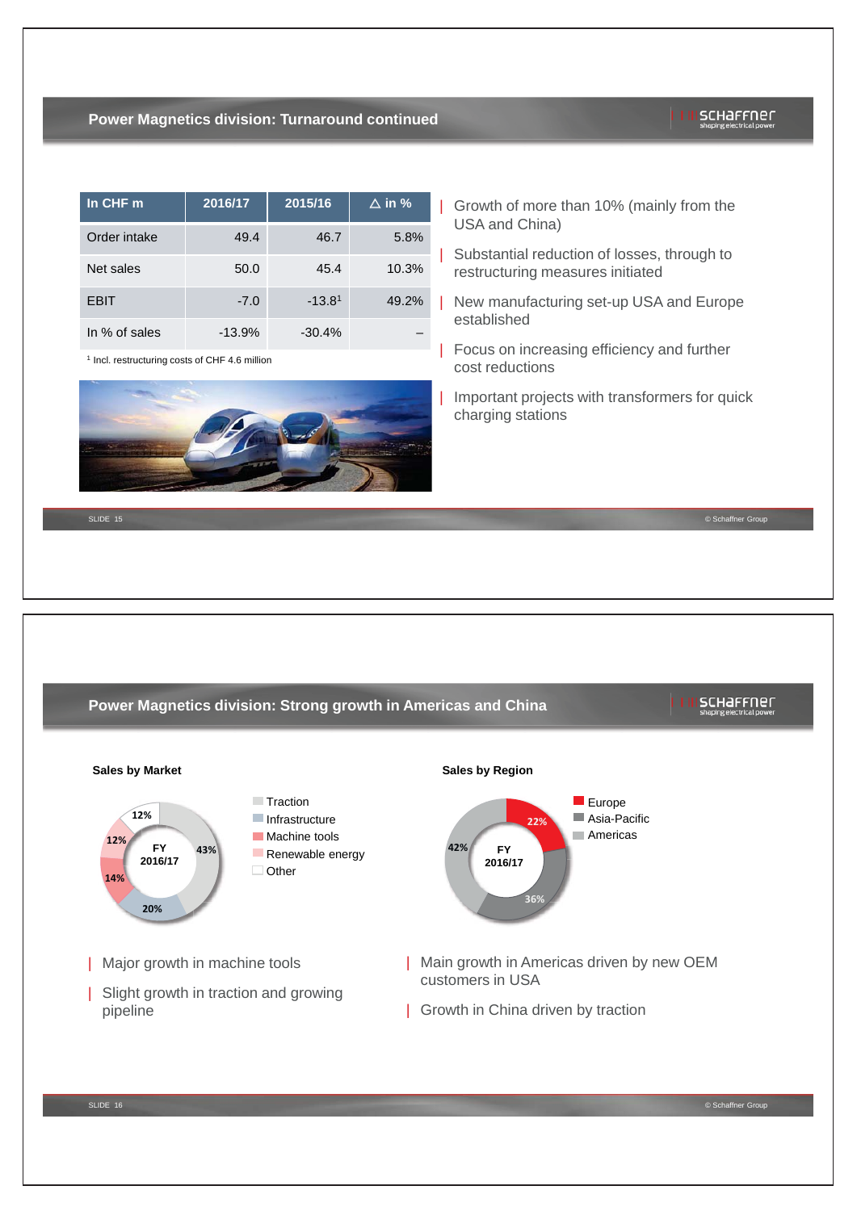## Power Magnetics division: Turnaround continued

| In CHF m | 2016/17 | 2015/16 | △ in % |
|---|---|---|---|
| Order intake | 49.4 | 46.7 | 5.8% |
| Net sales | 50.0 | 45.4 | 10.3% |
| EBIT | -7.0 | -13.8[1] | 49.2% |
| In % of sales | -13.9% | -30.4% | – |

[1] Incl. restructuring costs of CHF 4.6 million

- Growth of more than 10% (mainly from the USA and China)
- Substantial reduction of losses, through to restructuring measures initiated
- New manufacturing set-up USA and Europe established
- Focus on increasing efficiency and further cost reductions
- Important projects with transformers for quick charging stations

## Power Magnetics division: Strong growth in Americas and China

**Sales by Market**

FY 2016/17

- Traction: 43%
- Infrastructure: 20%
- Machine tools: 14%
- Renewable energy: 12%
- Other: 12%

**Sales by Region**

FY 2016/17

- Europe: 22%
- Asia-Pacific: 36%
- Americas: 42%

- Major growth in machine tools
- Slight growth in traction and growing pipeline

- Main growth in Americas driven by new OEM customers in USA
- Growth in China driven by traction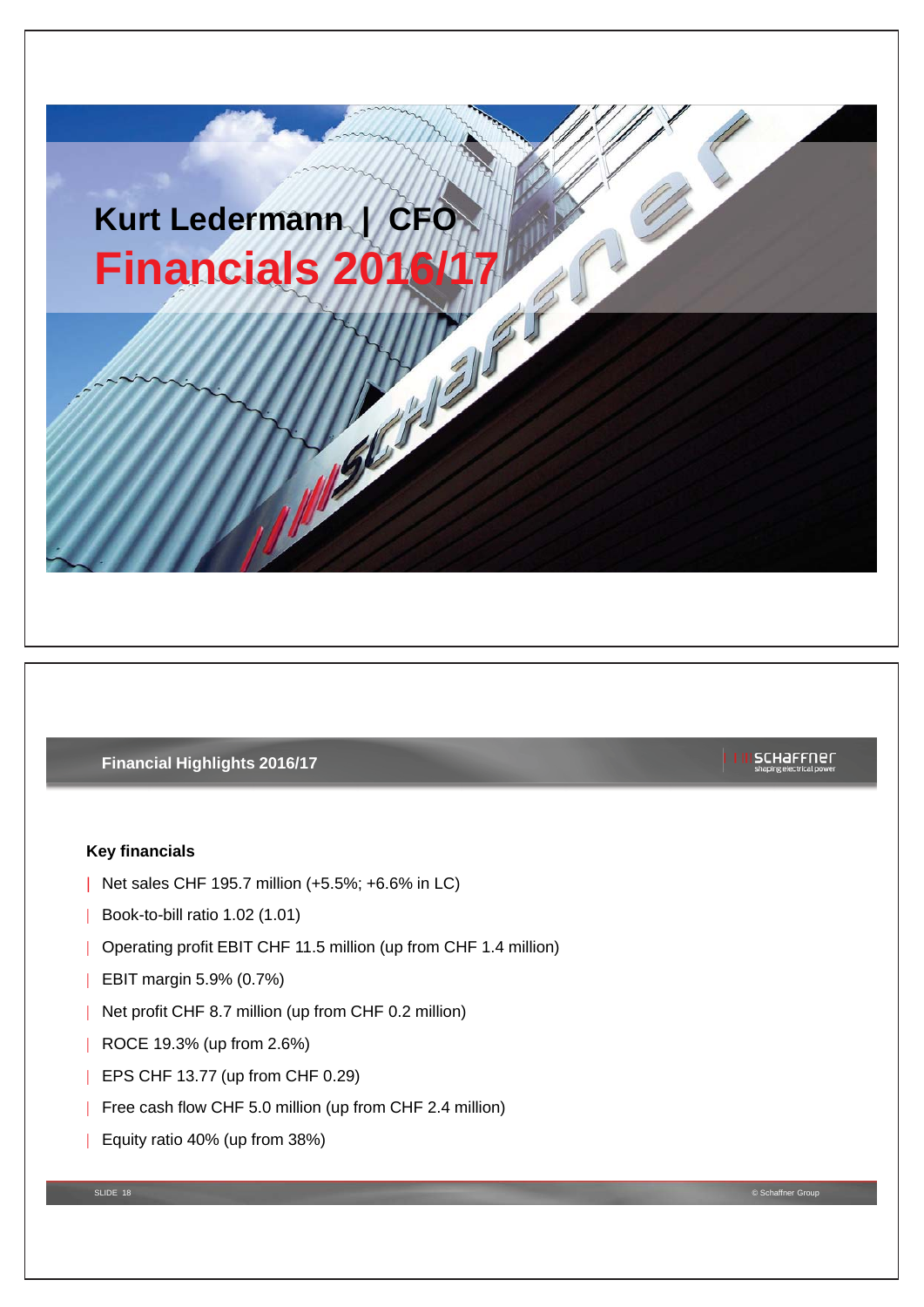# Kurt Ledermann | CFO

# Financials 2016/17

## Financial Highlights 2016/17

**Key financials**

- Net sales CHF 195.7 million (+5.5%; +6.6% in LC)
- Book-to-bill ratio 1.02 (1.01)
- Operating profit EBIT CHF 11.5 million (up from CHF 1.4 million)
- EBIT margin 5.9% (0.7%)
- Net profit CHF 8.7 million (up from CHF 0.2 million)
- ROCE 19.3% (up from 2.6%)
- EPS CHF 13.77 (up from CHF 0.29)
- Free cash flow CHF 5.0 million (up from CHF 2.4 million)
- Equity ratio 40% (up from 38%)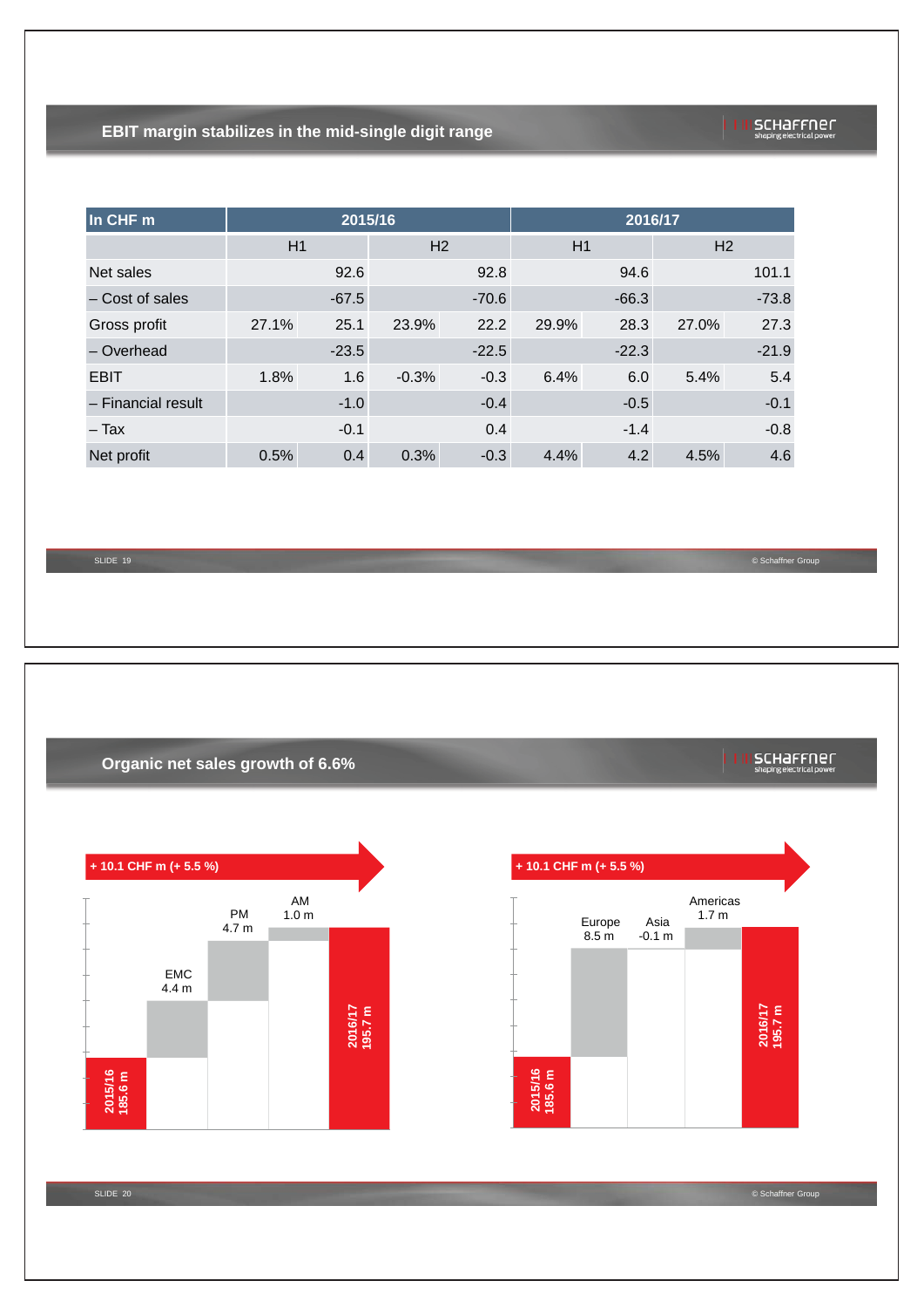## EBIT margin stabilizes in the mid-single digit range

| In CHF m | 2015/16 | | | | 2016/17 | | | |
|---|---|---|---|---|---|---|---|---|
| | H1 | | H2 | | H1 | | H2 | |
| Net sales | | 92.6 | | 92.8 | | 94.6 | | 101.1 |
| – Cost of sales | | -67.5 | | -70.6 | | -66.3 | | -73.8 |
| Gross profit | 27.1% | 25.1 | 23.9% | 22.2 | 29.9% | 28.3 | 27.0% | 27.3 |
| – Overhead | | -23.5 | | -22.5 | | -22.3 | | -21.9 |
| EBIT | 1.8% | 1.6 | -0.3% | -0.3 | 6.4% | 6.0 | 5.4% | 5.4 |
| – Financial result | | -1.0 | | -0.4 | | -0.5 | | -0.1 |
| – Tax | | -0.1 | | 0.4 | | -1.4 | | -0.8 |
| Net profit | 0.5% | 0.4 | 0.3% | -0.3 | 4.4% | 4.2 | 4.5% | 4.6 |

## Organic net sales growth of 6.6%

**+ 10.1 CHF m (+ 5.5 %)**

- 2015/16: 185.6 m
- EMC: 4.4 m
- PM: 4.7 m
- AM: 1.0 m
- 2016/17: 195.7 m

**+ 10.1 CHF m (+ 5.5 %)**

- 2015/16: 185.6 m
- Europe: 8.5 m
- Asia: -0.1 m
- Americas: 1.7 m
- 2016/17: 195.7 m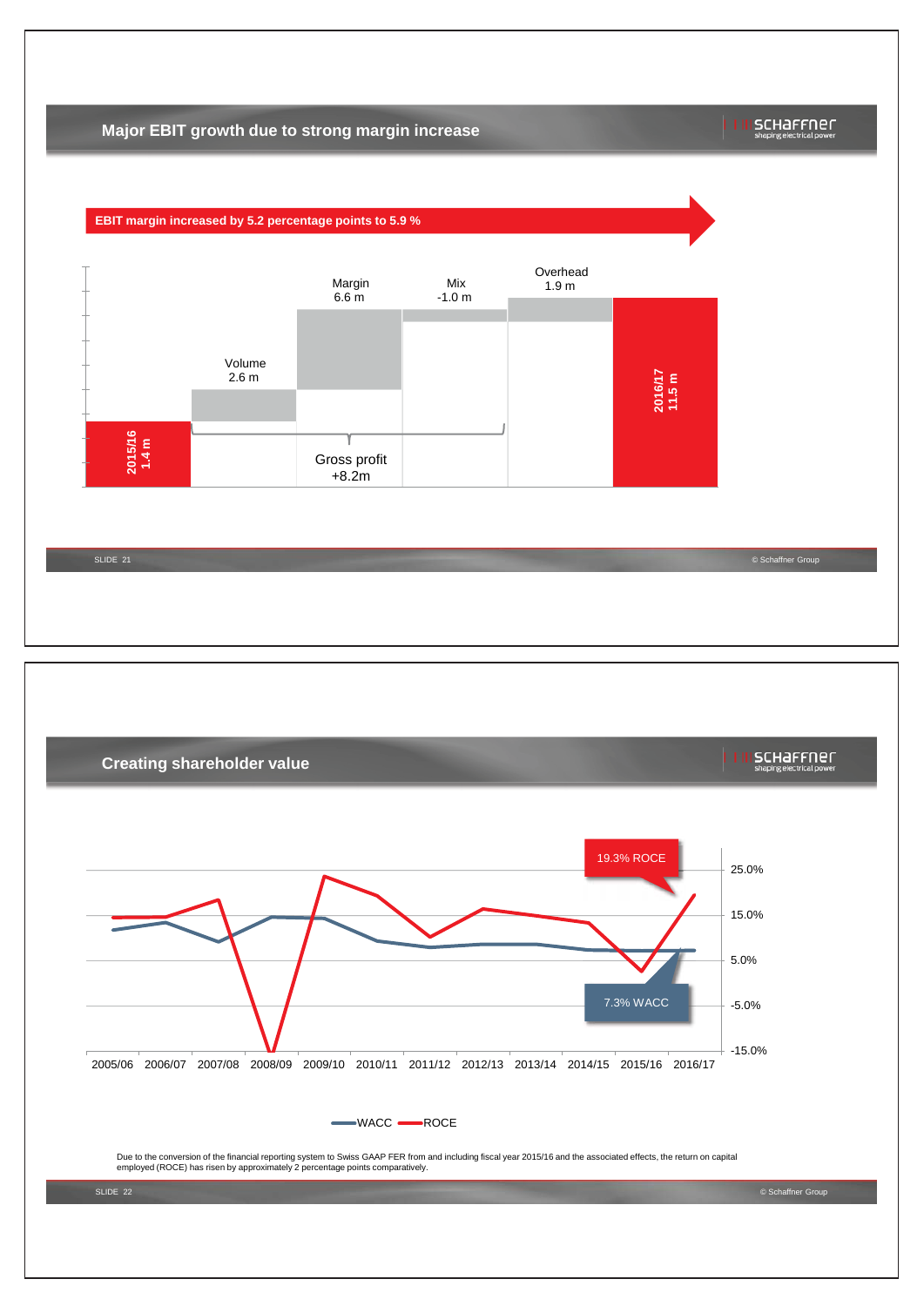## Major EBIT growth due to strong margin increase

**EBIT margin increased by 5.2 percentage points to 5.9 %**

2015/16 1.4 m

Volume 2.6 m

Margin 6.6 m

Mix -1.0 m

Overhead 1.9 m

2016/17 11.5 m

Gross profit +8.2m

## Creating shareholder value

19.3% ROCE

7.3% WACC

25.0%
15.0%
5.0%
-5.0%
-15.0%

2005/06 2006/07 2007/08 2008/09 2009/10 2010/11 2011/12 2012/13 2013/14 2014/15 2015/16 2016/17

WACC ROCE

Due to the conversion of the financial reporting system to Swiss GAAP FER from and including fiscal year 2015/16 and the associated effects, the return on capital employed (ROCE) has risen by approximately 2 percentage points comparatively.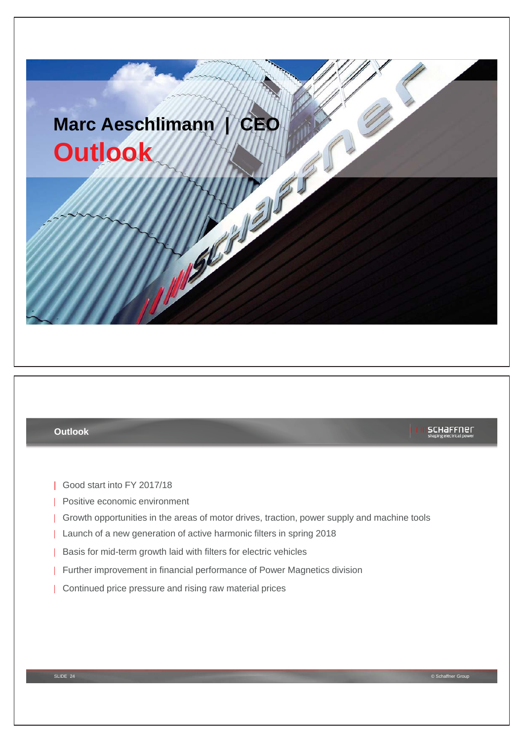# Marc Aeschlimann | CEO

# Outlook

## Outlook

- Good start into FY 2017/18
- Positive economic environment
- Growth opportunities in the areas of motor drives, traction, power supply and machine tools
- Launch of a new generation of active harmonic filters in spring 2018
- Basis for mid-term growth laid with filters for electric vehicles
- Further improvement in financial performance of Power Magnetics division
- Continued price pressure and rising raw material prices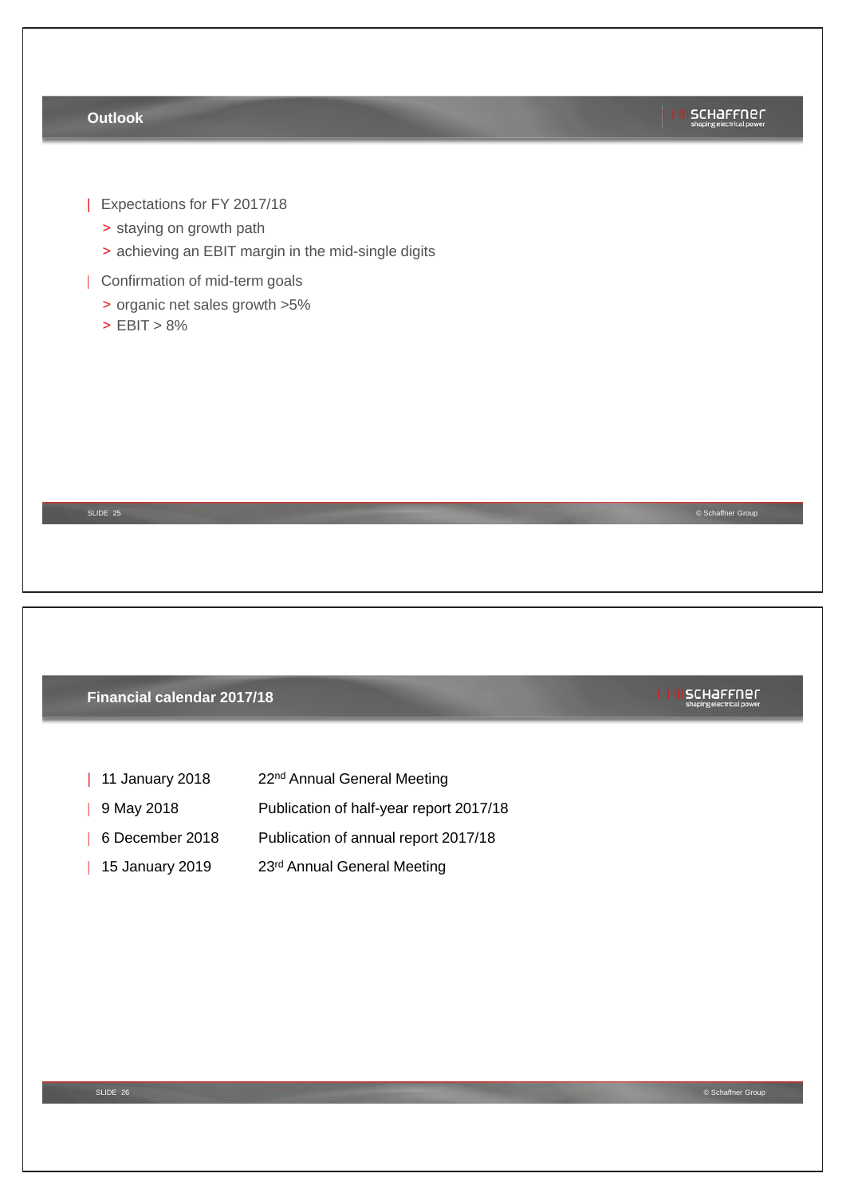## Outlook

- Expectations for FY 2017/18
  - staying on growth path
  - achieving an EBIT margin in the mid-single digits
- Confirmation of mid-term goals
  - organic net sales growth >5%
  - EBIT > 8%

## Financial calendar 2017/18

| | |
|---|---|
| 11 January 2018 | 22nd Annual General Meeting |
| 9 May 2018 | Publication of half-year report 2017/18 |
| 6 December 2018 | Publication of annual report 2017/18 |
| 15 January 2019 | 23rd Annual General Meeting |